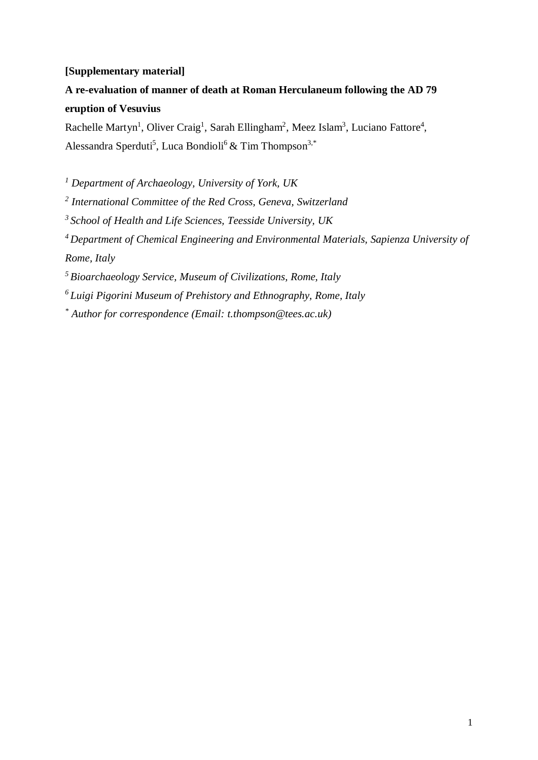**[Supplementary material]**

# A re-evaluation of manner of death at Roman Herculaneum following the AD 79 eruption of Vesuvius

Rachelle Martyn[1], Oliver Craig[1], Sarah Ellingham[2], Meez Islam[3], Luciano Fattore[4], Alessandra Sperduti[5], Luca Bondioli[6] & Tim Thompson[3,*]

[1] *Department of Archaeology, University of York, UK*

[2] *International Committee of the Red Cross, Geneva, Switzerland*

[3] *School of Health and Life Sciences, Teesside University, UK*

[4] *Department of Chemical Engineering and Environmental Materials, Sapienza University of Rome, Italy*

[5] *Bioarchaeology Service, Museum of Civilizations, Rome, Italy*

[6] *Luigi Pigorini Museum of Prehistory and Ethnography, Rome, Italy*

[*] *Author for correspondence (Email: t.thompson@tees.ac.uk)*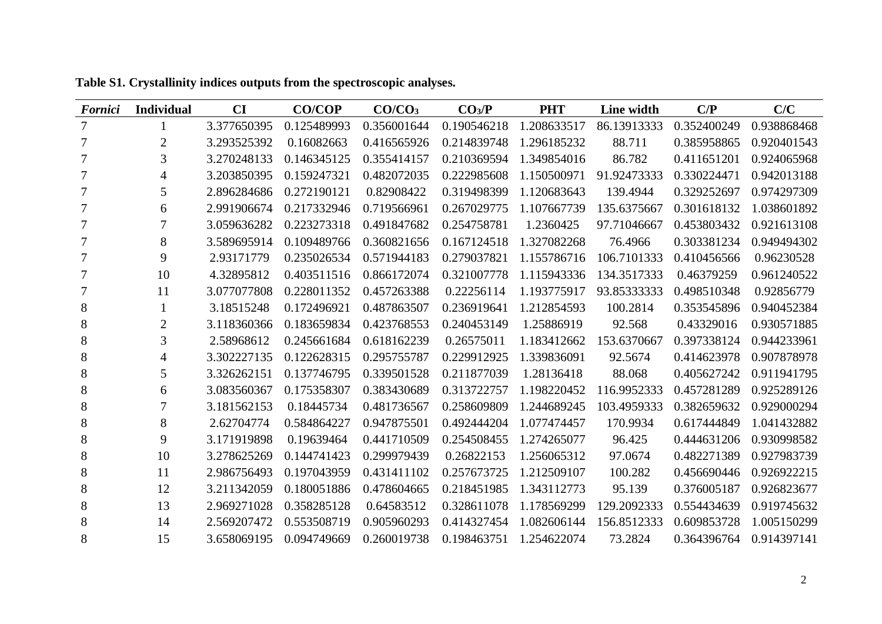**Table S1. Crystallinity indices outputs from the spectroscopic analyses.**

| *Fornici* | Individual | CI | CO/COP | $CO/CO_3$ | $CO_3/P$ | PHT | Line width | C/P | C/C |
|---|---|---|---|---|---|---|---|---|---|
| 7 | 1 | 3.377650395 | 0.125489993 | 0.356001644 | 0.190546218 | 1.208633517 | 86.13913333 | 0.352400249 | 0.938868468 |
| 7 | 2 | 3.293525392 | 0.16082663 | 0.416565926 | 0.214839748 | 1.296185232 | 88.711 | 0.385958865 | 0.920401543 |
| 7 | 3 | 3.270248133 | 0.146345125 | 0.355414157 | 0.210369594 | 1.349854016 | 86.782 | 0.411651201 | 0.924065968 |
| 7 | 4 | 3.203850395 | 0.159247321 | 0.482072035 | 0.222985608 | 1.150500971 | 91.92473333 | 0.330224471 | 0.942013188 |
| 7 | 5 | 2.896284686 | 0.272190121 | 0.82908422 | 0.319498399 | 1.120683643 | 139.4944 | 0.329252697 | 0.974297309 |
| 7 | 6 | 2.991906674 | 0.217332946 | 0.719566961 | 0.267029775 | 1.107667739 | 135.6375667 | 0.301618132 | 1.038601892 |
| 7 | 7 | 3.059636282 | 0.223273318 | 0.491847682 | 0.254758781 | 1.2360425 | 97.71046667 | 0.453803432 | 0.921613108 |
| 7 | 8 | 3.589695914 | 0.109489766 | 0.360821656 | 0.167124518 | 1.327082268 | 76.4966 | 0.303381234 | 0.949494302 |
| 7 | 9 | 2.93171779 | 0.235026534 | 0.571944183 | 0.279037821 | 1.155786716 | 106.7101333 | 0.410456566 | 0.96230528 |
| 7 | 10 | 4.32895812 | 0.403511516 | 0.866172074 | 0.321007778 | 1.115943336 | 134.3517333 | 0.46379259 | 0.961240522 |
| 7 | 11 | 3.077077808 | 0.228011352 | 0.457263388 | 0.22256114 | 1.193775917 | 93.85333333 | 0.498510348 | 0.92856779 |
| 8 | 1 | 3.18515248 | 0.172496921 | 0.487863507 | 0.236919641 | 1.212854593 | 100.2814 | 0.353545896 | 0.940452384 |
| 8 | 2 | 3.118360366 | 0.183659834 | 0.423768553 | 0.240453149 | 1.25886919 | 92.568 | 0.43329016 | 0.930571885 |
| 8 | 3 | 2.58968612 | 0.245661684 | 0.618162239 | 0.26575011 | 1.183412662 | 153.6370667 | 0.397338124 | 0.944233961 |
| 8 | 4 | 3.302227135 | 0.122628315 | 0.295755787 | 0.229912925 | 1.339836091 | 92.5674 | 0.414623978 | 0.907878978 |
| 8 | 5 | 3.326262151 | 0.137746795 | 0.339501528 | 0.211877039 | 1.28136418 | 88.068 | 0.405627242 | 0.911941795 |
| 8 | 6 | 3.083560367 | 0.175358307 | 0.383430689 | 0.313722757 | 1.198220452 | 116.9952333 | 0.457281289 | 0.925289126 |
| 8 | 7 | 3.181562153 | 0.18445734 | 0.481736567 | 0.258609809 | 1.244689245 | 103.4959333 | 0.382659632 | 0.929000294 |
| 8 | 8 | 2.62704774 | 0.584864227 | 0.947875501 | 0.492444204 | 1.077474457 | 170.9934 | 0.617444849 | 1.041432882 |
| 8 | 9 | 3.171919898 | 0.19639464 | 0.441710509 | 0.254508455 | 1.274265077 | 96.425 | 0.444631206 | 0.930998582 |
| 8 | 10 | 3.278625269 | 0.144741423 | 0.299979439 | 0.26822153 | 1.256065312 | 97.0674 | 0.482271389 | 0.927983739 |
| 8 | 11 | 2.986756493 | 0.197043959 | 0.431411102 | 0.257673725 | 1.212509107 | 100.282 | 0.456690446 | 0.926922215 |
| 8 | 12 | 3.211342059 | 0.180051886 | 0.478604665 | 0.218451985 | 1.343112773 | 95.139 | 0.376005187 | 0.926823677 |
| 8 | 13 | 2.969271028 | 0.358285128 | 0.64583512 | 0.328611078 | 1.178569299 | 129.2092333 | 0.554434639 | 0.919745632 |
| 8 | 14 | 2.569207472 | 0.553508719 | 0.905960293 | 0.414327454 | 1.082606144 | 156.8512333 | 0.609853728 | 1.005150299 |
| 8 | 15 | 3.658069195 | 0.094749669 | 0.260019738 | 0.198463751 | 1.254622074 | 73.2824 | 0.364396764 | 0.914397141 |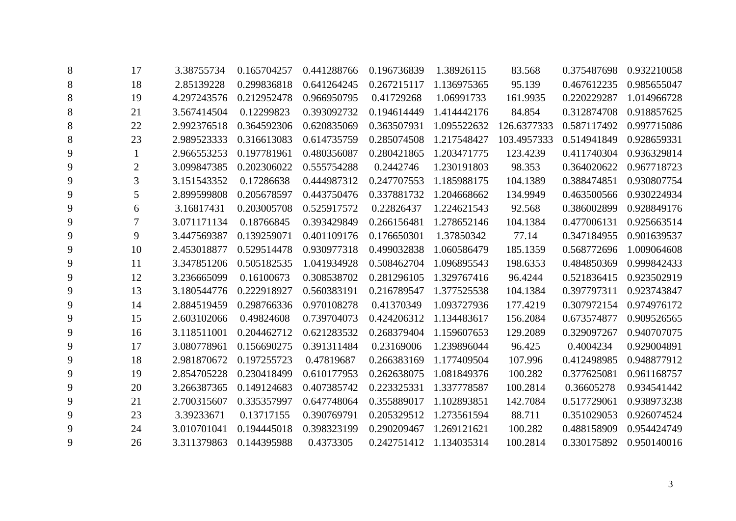| | | | | | | | | | |
|---|---|---|---|---|---|---|---|---|---|
| 8 | 17 | 3.38755734 | 0.165704257 | 0.441288766 | 0.196736839 | 1.38926115 | 83.568 | 0.375487698 | 0.932210058 |
| 8 | 18 | 2.85139228 | 0.299836818 | 0.641264245 | 0.267215117 | 1.136975365 | 95.139 | 0.467612235 | 0.985655047 |
| 8 | 19 | 4.297243576 | 0.212952478 | 0.966950795 | 0.41729268 | 1.06991733 | 161.9935 | 0.220229287 | 1.014966728 |
| 8 | 21 | 3.567414504 | 0.12299823 | 0.393092732 | 0.194614449 | 1.414442176 | 84.854 | 0.312874708 | 0.918857625 |
| 8 | 22 | 2.992376518 | 0.364592306 | 0.620835069 | 0.363507931 | 1.095522632 | 126.6377333 | 0.587117492 | 0.997715086 |
| 8 | 23 | 2.989523333 | 0.316613083 | 0.614735759 | 0.285074508 | 1.217548427 | 103.4957333 | 0.514941849 | 0.928659331 |
| 9 | 1 | 2.966553253 | 0.197781961 | 0.480356087 | 0.280421865 | 1.203471775 | 123.4239 | 0.411740304 | 0.936329814 |
| 9 | 2 | 3.099847385 | 0.202306022 | 0.555754288 | 0.2442746 | 1.230191803 | 98.353 | 0.364020622 | 0.967718723 |
| 9 | 3 | 3.151543352 | 0.17286638 | 0.444987312 | 0.247707553 | 1.185988175 | 104.1389 | 0.388474851 | 0.930807754 |
| 9 | 5 | 2.899599808 | 0.205678597 | 0.443750476 | 0.337881732 | 1.204668662 | 134.9949 | 0.463500566 | 0.930224934 |
| 9 | 6 | 3.16817431 | 0.203005708 | 0.525917572 | 0.22826437 | 1.224621543 | 92.568 | 0.386002899 | 0.928849176 |
| 9 | 7 | 3.071171134 | 0.18766845 | 0.393429849 | 0.266156481 | 1.278652146 | 104.1384 | 0.477006131 | 0.925663514 |
| 9 | 9 | 3.447569387 | 0.139259071 | 0.401109176 | 0.176650301 | 1.37850342 | 77.14 | 0.347184955 | 0.901639537 |
| 9 | 10 | 2.453018877 | 0.529514478 | 0.930977318 | 0.499032838 | 1.060586479 | 185.1359 | 0.568772696 | 1.009064608 |
| 9 | 11 | 3.347851206 | 0.505182535 | 1.041934928 | 0.508462704 | 1.096895543 | 198.6353 | 0.484850369 | 0.999842433 |
| 9 | 12 | 3.236665099 | 0.16100673 | 0.308538702 | 0.281296105 | 1.329767416 | 96.4244 | 0.521836415 | 0.923502919 |
| 9 | 13 | 3.180544776 | 0.222918927 | 0.560383191 | 0.216789547 | 1.377525538 | 104.1384 | 0.397797311 | 0.923743847 |
| 9 | 14 | 2.884519459 | 0.298766336 | 0.970108278 | 0.41370349 | 1.093727936 | 177.4219 | 0.307972154 | 0.974976172 |
| 9 | 15 | 2.603102066 | 0.49824608 | 0.739704073 | 0.424206312 | 1.134483617 | 156.2084 | 0.673574877 | 0.909526565 |
| 9 | 16 | 3.118511001 | 0.204462712 | 0.621283532 | 0.268379404 | 1.159607653 | 129.2089 | 0.329097267 | 0.940707075 |
| 9 | 17 | 3.080778961 | 0.156690275 | 0.391311484 | 0.23169006 | 1.239896044 | 96.425 | 0.4004234 | 0.929004891 |
| 9 | 18 | 2.981870672 | 0.197255723 | 0.47819687 | 0.266383169 | 1.177409504 | 107.996 | 0.412498985 | 0.948877912 |
| 9 | 19 | 2.854705228 | 0.230418499 | 0.610177953 | 0.262638075 | 1.081849376 | 100.282 | 0.377625081 | 0.961168757 |
| 9 | 20 | 3.266387365 | 0.149124683 | 0.407385742 | 0.223325331 | 1.337778587 | 100.2814 | 0.36605278 | 0.934541442 |
| 9 | 21 | 2.700315607 | 0.335357997 | 0.647748064 | 0.355889017 | 1.102893851 | 142.7084 | 0.517729061 | 0.938973238 |
| 9 | 23 | 3.39233671 | 0.13717155 | 0.390769791 | 0.205329512 | 1.273561594 | 88.711 | 0.351029053 | 0.926074524 |
| 9 | 24 | 3.010701041 | 0.194445018 | 0.398323199 | 0.290209467 | 1.269121621 | 100.282 | 0.488158909 | 0.954424749 |
| 9 | 26 | 3.311379863 | 0.144395988 | 0.4373305 | 0.242751412 | 1.134035314 | 100.2814 | 0.330175892 | 0.950140016 |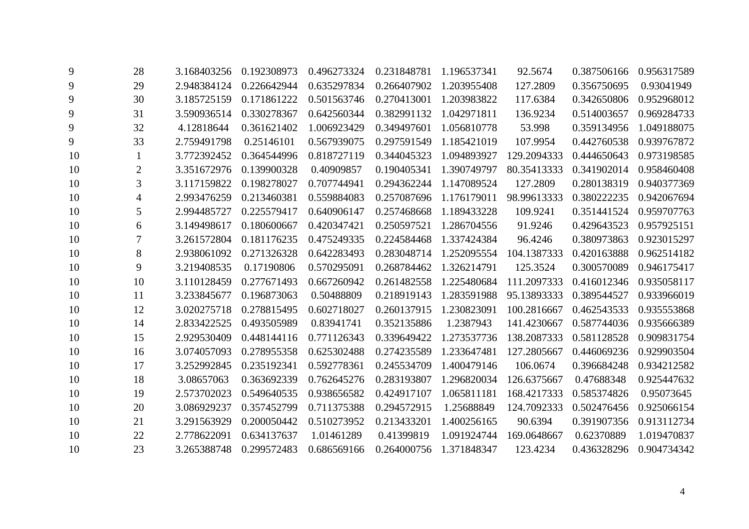| | | | | | | | | | |
|---|---|---|---|---|---|---|---|---|---|
| 9 | 28 | 3.168403256 | 0.192308973 | 0.496273324 | 0.231848781 | 1.196537341 | 92.5674 | 0.387506166 | 0.956317589 |
| 9 | 29 | 2.948384124 | 0.226642944 | 0.635297834 | 0.266407902 | 1.203955408 | 127.2809 | 0.356750695 | 0.93041949 |
| 9 | 30 | 3.185725159 | 0.171861222 | 0.501563746 | 0.270413001 | 1.203983822 | 117.6384 | 0.342650806 | 0.952968012 |
| 9 | 31 | 3.590936514 | 0.330278367 | 0.642560344 | 0.382991132 | 1.042971811 | 136.9234 | 0.514003657 | 0.969284733 |
| 9 | 32 | 4.12818644 | 0.361621402 | 1.006923429 | 0.349497601 | 1.056810778 | 53.998 | 0.359134956 | 1.049188075 |
| 9 | 33 | 2.759491798 | 0.25146101 | 0.567939075 | 0.297591549 | 1.185421019 | 107.9954 | 0.442760538 | 0.939767872 |
| 10 | 1 | 3.772392452 | 0.364544996 | 0.818727119 | 0.344045323 | 1.094893927 | 129.2094333 | 0.444650643 | 0.973198585 |
| 10 | 2 | 3.351672976 | 0.139900328 | 0.40909857 | 0.190405341 | 1.390749797 | 80.35413333 | 0.341902014 | 0.958460408 |
| 10 | 3 | 3.117159822 | 0.198278027 | 0.707744941 | 0.294362244 | 1.147089524 | 127.2809 | 0.280138319 | 0.940377369 |
| 10 | 4 | 2.993476259 | 0.213460381 | 0.559884083 | 0.257087696 | 1.176179011 | 98.99613333 | 0.380222235 | 0.942067694 |
| 10 | 5 | 2.994485727 | 0.225579417 | 0.640906147 | 0.257468668 | 1.189433228 | 109.9241 | 0.351441524 | 0.959707763 |
| 10 | 6 | 3.149498617 | 0.180600667 | 0.420347421 | 0.250597521 | 1.286704556 | 91.9246 | 0.429643523 | 0.957925151 |
| 10 | 7 | 3.261572804 | 0.181176235 | 0.475249335 | 0.224584468 | 1.337424384 | 96.4246 | 0.380973863 | 0.923015297 |
| 10 | 8 | 2.938061092 | 0.271326328 | 0.642283493 | 0.283048714 | 1.252095554 | 104.1387333 | 0.420163888 | 0.962514182 |
| 10 | 9 | 3.219408535 | 0.17190806 | 0.570295091 | 0.268784462 | 1.326214791 | 125.3524 | 0.300570089 | 0.946175417 |
| 10 | 10 | 3.110128459 | 0.277671493 | 0.667260942 | 0.261482558 | 1.225480684 | 111.2097333 | 0.416012346 | 0.935058117 |
| 10 | 11 | 3.233845677 | 0.196873063 | 0.50488809 | 0.218919143 | 1.283591988 | 95.13893333 | 0.389544527 | 0.933966019 |
| 10 | 12 | 3.020275718 | 0.278815495 | 0.602718027 | 0.260137915 | 1.230823091 | 100.2816667 | 0.462543533 | 0.935553868 |
| 10 | 14 | 2.833422525 | 0.493505989 | 0.83941741 | 0.352135886 | 1.2387943 | 141.4230667 | 0.587744036 | 0.935666389 |
| 10 | 15 | 2.929530409 | 0.448144116 | 0.771126343 | 0.339649422 | 1.273537736 | 138.2087333 | 0.581128528 | 0.909831754 |
| 10 | 16 | 3.074057093 | 0.278955358 | 0.625302488 | 0.274235589 | 1.233647481 | 127.2805667 | 0.446069236 | 0.929903504 |
| 10 | 17 | 3.252992845 | 0.235192341 | 0.592778361 | 0.245534709 | 1.400479146 | 106.0674 | 0.396684248 | 0.934212582 |
| 10 | 18 | 3.08657063 | 0.363692339 | 0.762645276 | 0.283193807 | 1.296820034 | 126.6375667 | 0.47688348 | 0.925447632 |
| 10 | 19 | 2.573702023 | 0.549640535 | 0.938656582 | 0.424917107 | 1.065811181 | 168.4217333 | 0.585374826 | 0.95073645 |
| 10 | 20 | 3.086929237 | 0.357452799 | 0.711375388 | 0.294572915 | 1.25688849 | 124.7092333 | 0.502476456 | 0.925066154 |
| 10 | 21 | 3.291563929 | 0.200050442 | 0.510273952 | 0.213433201 | 1.400256165 | 90.6394 | 0.391907356 | 0.913112734 |
| 10 | 22 | 2.778622091 | 0.634137637 | 1.01461289 | 0.41399819 | 1.091924744 | 169.0648667 | 0.62370889 | 1.019470837 |
| 10 | 23 | 3.265388748 | 0.299572483 | 0.686569166 | 0.264000756 | 1.371848347 | 123.4234 | 0.436328296 | 0.904734342 |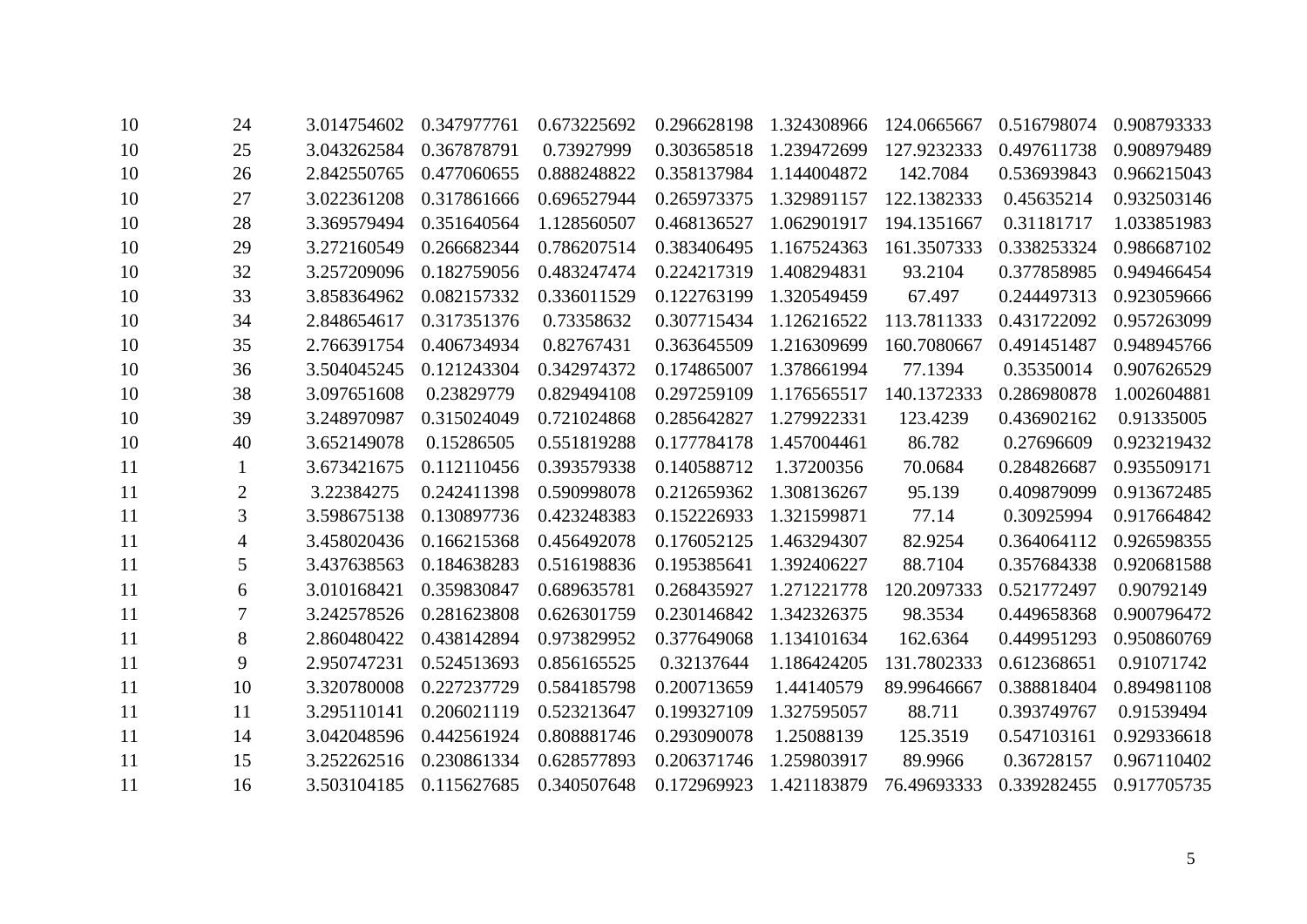| | | | | | | | | | |
|---|---|---|---|---|---|---|---|---|---|
| 10 | 24 | 3.014754602 | 0.347977761 | 0.673225692 | 0.296628198 | 1.324308966 | 124.0665667 | 0.516798074 | 0.908793333 |
| 10 | 25 | 3.043262584 | 0.367878791 | 0.73927999 | 0.303658518 | 1.239472699 | 127.9232333 | 0.497611738 | 0.908979489 |
| 10 | 26 | 2.842550765 | 0.477060655 | 0.888248822 | 0.358137984 | 1.144004872 | 142.7084 | 0.536939843 | 0.966215043 |
| 10 | 27 | 3.022361208 | 0.317861666 | 0.696527944 | 0.265973375 | 1.329891157 | 122.1382333 | 0.45635214 | 0.932503146 |
| 10 | 28 | 3.369579494 | 0.351640564 | 1.128560507 | 0.468136527 | 1.062901917 | 194.1351667 | 0.31181717 | 1.033851983 |
| 10 | 29 | 3.272160549 | 0.266682344 | 0.786207514 | 0.383406495 | 1.167524363 | 161.3507333 | 0.338253324 | 0.986687102 |
| 10 | 32 | 3.257209096 | 0.182759056 | 0.483247474 | 0.224217319 | 1.408294831 | 93.2104 | 0.377858985 | 0.949466454 |
| 10 | 33 | 3.858364962 | 0.082157332 | 0.336011529 | 0.122763199 | 1.320549459 | 67.497 | 0.244497313 | 0.923059666 |
| 10 | 34 | 2.848654617 | 0.317351376 | 0.73358632 | 0.307715434 | 1.126216522 | 113.7811333 | 0.431722092 | 0.957263099 |
| 10 | 35 | 2.766391754 | 0.406734934 | 0.82767431 | 0.363645509 | 1.216309699 | 160.7080667 | 0.491451487 | 0.948945766 |
| 10 | 36 | 3.504045245 | 0.121243304 | 0.342974372 | 0.174865007 | 1.378661994 | 77.1394 | 0.35350014 | 0.907626529 |
| 10 | 38 | 3.097651608 | 0.23829779 | 0.829494108 | 0.297259109 | 1.176565517 | 140.1372333 | 0.286980878 | 1.002604881 |
| 10 | 39 | 3.248970987 | 0.315024049 | 0.721024868 | 0.285642827 | 1.279922331 | 123.4239 | 0.436902162 | 0.91335005 |
| 10 | 40 | 3.652149078 | 0.15286505 | 0.551819288 | 0.177784178 | 1.457004461 | 86.782 | 0.27696609 | 0.923219432 |
| 11 | 1 | 3.673421675 | 0.112110456 | 0.393579338 | 0.140588712 | 1.37200356 | 70.0684 | 0.284826687 | 0.935509171 |
| 11 | 2 | 3.22384275 | 0.242411398 | 0.590998078 | 0.212659362 | 1.308136267 | 95.139 | 0.409879099 | 0.913672485 |
| 11 | 3 | 3.598675138 | 0.130897736 | 0.423248383 | 0.152226933 | 1.321599871 | 77.14 | 0.30925994 | 0.917664842 |
| 11 | 4 | 3.458020436 | 0.166215368 | 0.456492078 | 0.176052125 | 1.463294307 | 82.9254 | 0.364064112 | 0.926598355 |
| 11 | 5 | 3.437638563 | 0.184638283 | 0.516198836 | 0.195385641 | 1.392406227 | 88.7104 | 0.357684338 | 0.920681588 |
| 11 | 6 | 3.010168421 | 0.359830847 | 0.689635781 | 0.268435927 | 1.271221778 | 120.2097333 | 0.521772497 | 0.90792149 |
| 11 | 7 | 3.242578526 | 0.281623808 | 0.626301759 | 0.230146842 | 1.342326375 | 98.3534 | 0.449658368 | 0.900796472 |
| 11 | 8 | 2.860480422 | 0.438142894 | 0.973829952 | 0.377649068 | 1.134101634 | 162.6364 | 0.449951293 | 0.950860769 |
| 11 | 9 | 2.950747231 | 0.524513693 | 0.856165525 | 0.32137644 | 1.186424205 | 131.7802333 | 0.612368651 | 0.91071742 |
| 11 | 10 | 3.320780008 | 0.227237729 | 0.584185798 | 0.200713659 | 1.44140579 | 89.99646667 | 0.388818404 | 0.894981108 |
| 11 | 11 | 3.295110141 | 0.206021119 | 0.523213647 | 0.199327109 | 1.327595057 | 88.711 | 0.393749767 | 0.91539494 |
| 11 | 14 | 3.042048596 | 0.442561924 | 0.808881746 | 0.293090078 | 1.25088139 | 125.3519 | 0.547103161 | 0.929336618 |
| 11 | 15 | 3.252262516 | 0.230861334 | 0.628577893 | 0.206371746 | 1.259803917 | 89.9966 | 0.36728157 | 0.967110402 |
| 11 | 16 | 3.503104185 | 0.115627685 | 0.340507648 | 0.172969923 | 1.421183879 | 76.49693333 | 0.339282455 | 0.917705735 |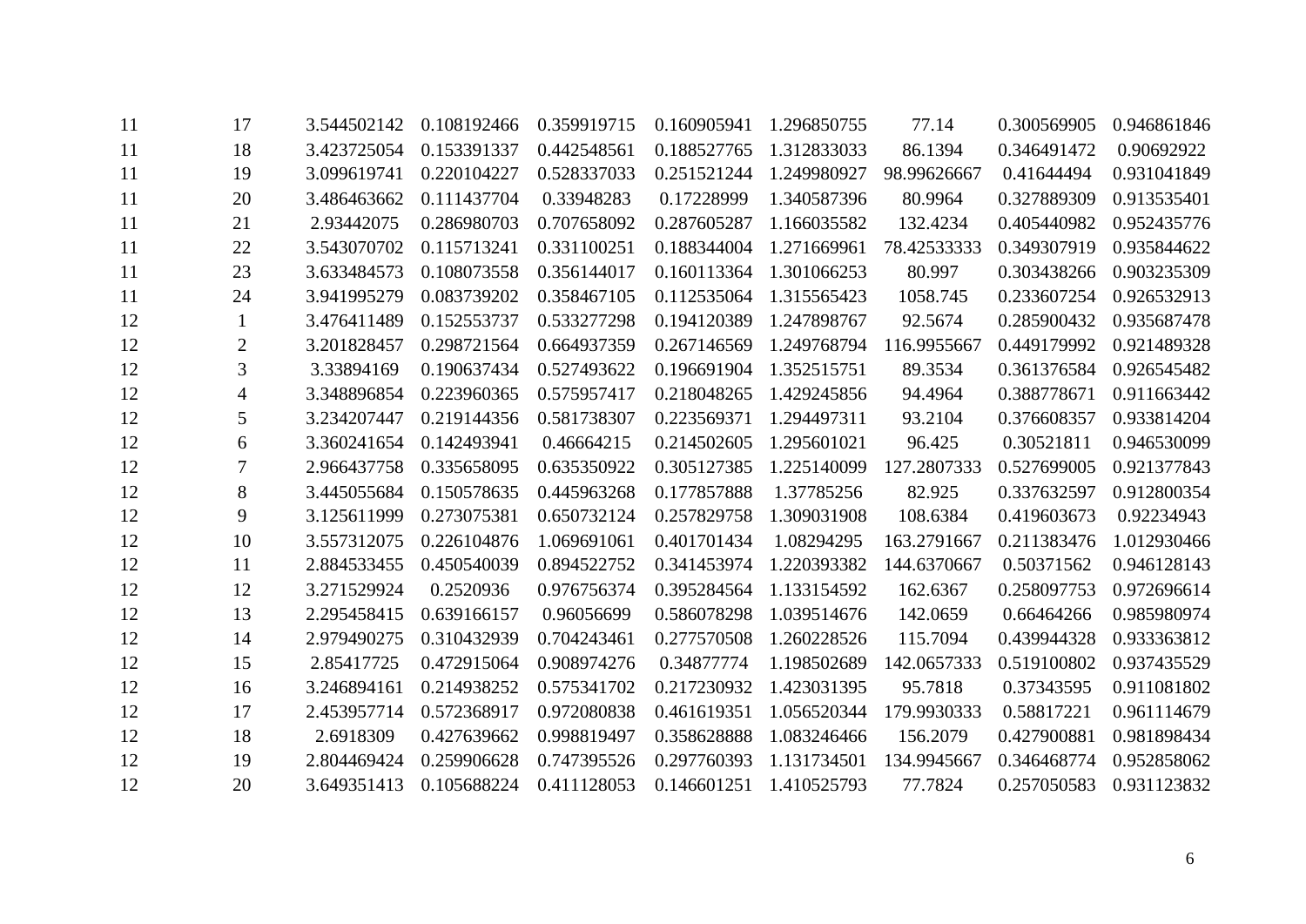|  |  |  |  |  |  |  |  |  |  |
|---|---|---|---|---|---|---|---|---|---|
| 11 | 17 | 3.544502142 | 0.108192466 | 0.359919715 | 0.160905941 | 1.296850755 | 77.14 | 0.300569905 | 0.946861846 |
| 11 | 18 | 3.423725054 | 0.153391337 | 0.442548561 | 0.188527765 | 1.312833033 | 86.1394 | 0.346491472 | 0.90692922 |
| 11 | 19 | 3.099619741 | 0.220104227 | 0.528337033 | 0.251521244 | 1.249980927 | 98.99626667 | 0.41644494 | 0.931041849 |
| 11 | 20 | 3.486463662 | 0.111437704 | 0.33948283 | 0.17228999 | 1.340587396 | 80.9964 | 0.327889309 | 0.913535401 |
| 11 | 21 | 2.93442075 | 0.286980703 | 0.707658092 | 0.287605287 | 1.166035582 | 132.4234 | 0.405440982 | 0.952435776 |
| 11 | 22 | 3.543070702 | 0.115713241 | 0.331100251 | 0.188344004 | 1.271669961 | 78.42533333 | 0.349307919 | 0.935844622 |
| 11 | 23 | 3.633484573 | 0.108073558 | 0.356144017 | 0.160113364 | 1.301066253 | 80.997 | 0.303438266 | 0.903235309 |
| 11 | 24 | 3.941995279 | 0.083739202 | 0.358467105 | 0.112535064 | 1.315565423 | 1058.745 | 0.233607254 | 0.926532913 |
| 12 | 1 | 3.476411489 | 0.152553737 | 0.533277298 | 0.194120389 | 1.247898767 | 92.5674 | 0.285900432 | 0.935687478 |
| 12 | 2 | 3.201828457 | 0.298721564 | 0.664937359 | 0.267146569 | 1.249768794 | 116.9955667 | 0.449179992 | 0.921489328 |
| 12 | 3 | 3.33894169 | 0.190637434 | 0.527493622 | 0.196691904 | 1.352515751 | 89.3534 | 0.361376584 | 0.926545482 |
| 12 | 4 | 3.348896854 | 0.223960365 | 0.575957417 | 0.218048265 | 1.429245856 | 94.4964 | 0.388778671 | 0.911663442 |
| 12 | 5 | 3.234207447 | 0.219144356 | 0.581738307 | 0.223569371 | 1.294497311 | 93.2104 | 0.376608357 | 0.933814204 |
| 12 | 6 | 3.360241654 | 0.142493941 | 0.46664215 | 0.214502605 | 1.295601021 | 96.425 | 0.30521811 | 0.946530099 |
| 12 | 7 | 2.966437758 | 0.335658095 | 0.635350922 | 0.305127385 | 1.225140099 | 127.2807333 | 0.527699005 | 0.921377843 |
| 12 | 8 | 3.445055684 | 0.150578635 | 0.445963268 | 0.177857888 | 1.37785256 | 82.925 | 0.337632597 | 0.912800354 |
| 12 | 9 | 3.125611999 | 0.273075381 | 0.650732124 | 0.257829758 | 1.309031908 | 108.6384 | 0.419603673 | 0.92234943 |
| 12 | 10 | 3.557312075 | 0.226104876 | 1.069691061 | 0.401701434 | 1.08294295 | 163.2791667 | 0.211383476 | 1.012930466 |
| 12 | 11 | 2.884533455 | 0.450540039 | 0.894522752 | 0.341453974 | 1.220393382 | 144.6370667 | 0.50371562 | 0.946128143 |
| 12 | 12 | 3.271529924 | 0.2520936 | 0.976756374 | 0.395284564 | 1.133154592 | 162.6367 | 0.258097753 | 0.972696614 |
| 12 | 13 | 2.295458415 | 0.639166157 | 0.96056699 | 0.586078298 | 1.039514676 | 142.0659 | 0.66464266 | 0.985980974 |
| 12 | 14 | 2.979490275 | 0.310432939 | 0.704243461 | 0.277570508 | 1.260228526 | 115.7094 | 0.439944328 | 0.933363812 |
| 12 | 15 | 2.85417725 | 0.472915064 | 0.908974276 | 0.34877774 | 1.198502689 | 142.0657333 | 0.519100802 | 0.937435529 |
| 12 | 16 | 3.246894161 | 0.214938252 | 0.575341702 | 0.217230932 | 1.423031395 | 95.7818 | 0.37343595 | 0.911081802 |
| 12 | 17 | 2.453957714 | 0.572368917 | 0.972080838 | 0.461619351 | 1.056520344 | 179.9930333 | 0.58817221 | 0.961114679 |
| 12 | 18 | 2.6918309 | 0.427639662 | 0.998819497 | 0.358628888 | 1.083246466 | 156.2079 | 0.427900881 | 0.981898434 |
| 12 | 19 | 2.804469424 | 0.259906628 | 0.747395526 | 0.297760393 | 1.131734501 | 134.9945667 | 0.346468774 | 0.952858062 |
| 12 | 20 | 3.649351413 | 0.105688224 | 0.411128053 | 0.146601251 | 1.410525793 | 77.7824 | 0.257050583 | 0.931123832 |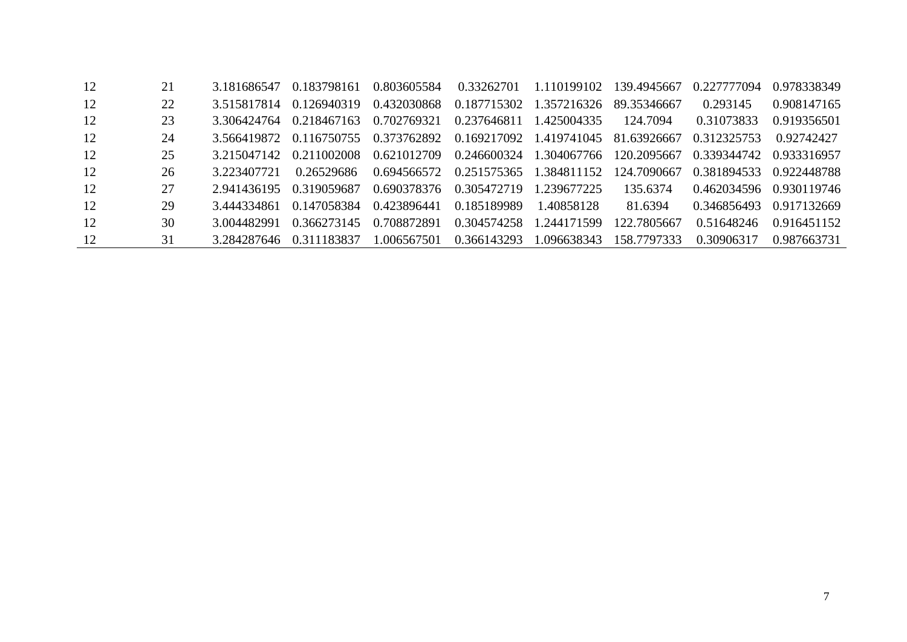| | | | | | | | | | |
|---|---|---|---|---|---|---|---|---|---|
| 12 | 21 | 3.181686547 | 0.183798161 | 0.803605584 | 0.33262701 | 1.110199102 | 139.4945667 | 0.227777094 | 0.978338349 |
| 12 | 22 | 3.515817814 | 0.126940319 | 0.432030868 | 0.187715302 | 1.357216326 | 89.35346667 | 0.293145 | 0.908147165 |
| 12 | 23 | 3.306424764 | 0.218467163 | 0.702769321 | 0.237646811 | 1.425004335 | 124.7094 | 0.31073833 | 0.919356501 |
| 12 | 24 | 3.566419872 | 0.116750755 | 0.373762892 | 0.169217092 | 1.419741045 | 81.63926667 | 0.312325753 | 0.92742427 |
| 12 | 25 | 3.215047142 | 0.211002008 | 0.621012709 | 0.246600324 | 1.304067766 | 120.2095667 | 0.339344742 | 0.933316957 |
| 12 | 26 | 3.223407721 | 0.26529686 | 0.694566572 | 0.251575365 | 1.384811152 | 124.7090667 | 0.381894533 | 0.922448788 |
| 12 | 27 | 2.941436195 | 0.319059687 | 0.690378376 | 0.305472719 | 1.239677225 | 135.6374 | 0.462034596 | 0.930119746 |
| 12 | 29 | 3.444334861 | 0.147058384 | 0.423896441 | 0.185189989 | 1.40858128 | 81.6394 | 0.346856493 | 0.917132669 |
| 12 | 30 | 3.004482991 | 0.366273145 | 0.708872891 | 0.304574258 | 1.244171599 | 122.7805667 | 0.51648246 | 0.916451152 |
| 12 | 31 | 3.284287646 | 0.311183837 | 1.006567501 | 0.366143293 | 1.096638343 | 158.7797333 | 0.30906317 | 0.987663731 |